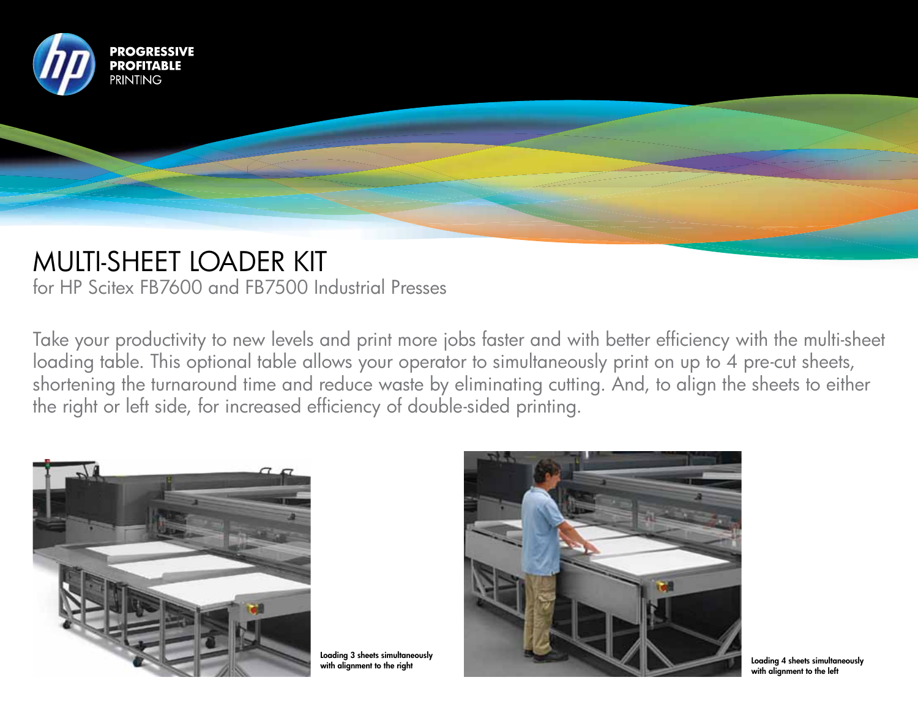PROGRESSIVE
PROFITABLE
PRINTING

# MULTI-SHEET LOADER KIT

for HP Scitex FB7600 and FB7500 Industrial Presses

Take your productivity to new levels and print more jobs faster and with better efficiency with the multi-sheet loading table. This optional table allows your operator to simultaneously print on up to 4 pre-cut sheets, shortening the turnaround time and reduce waste by eliminating cutting. And, to align the sheets to either the right or left side, for increased efficiency of double-sided printing.

**Loading 3 sheets simultaneously with alignment to the right**

**Loading 4 sheets simultaneously with alignment to the left**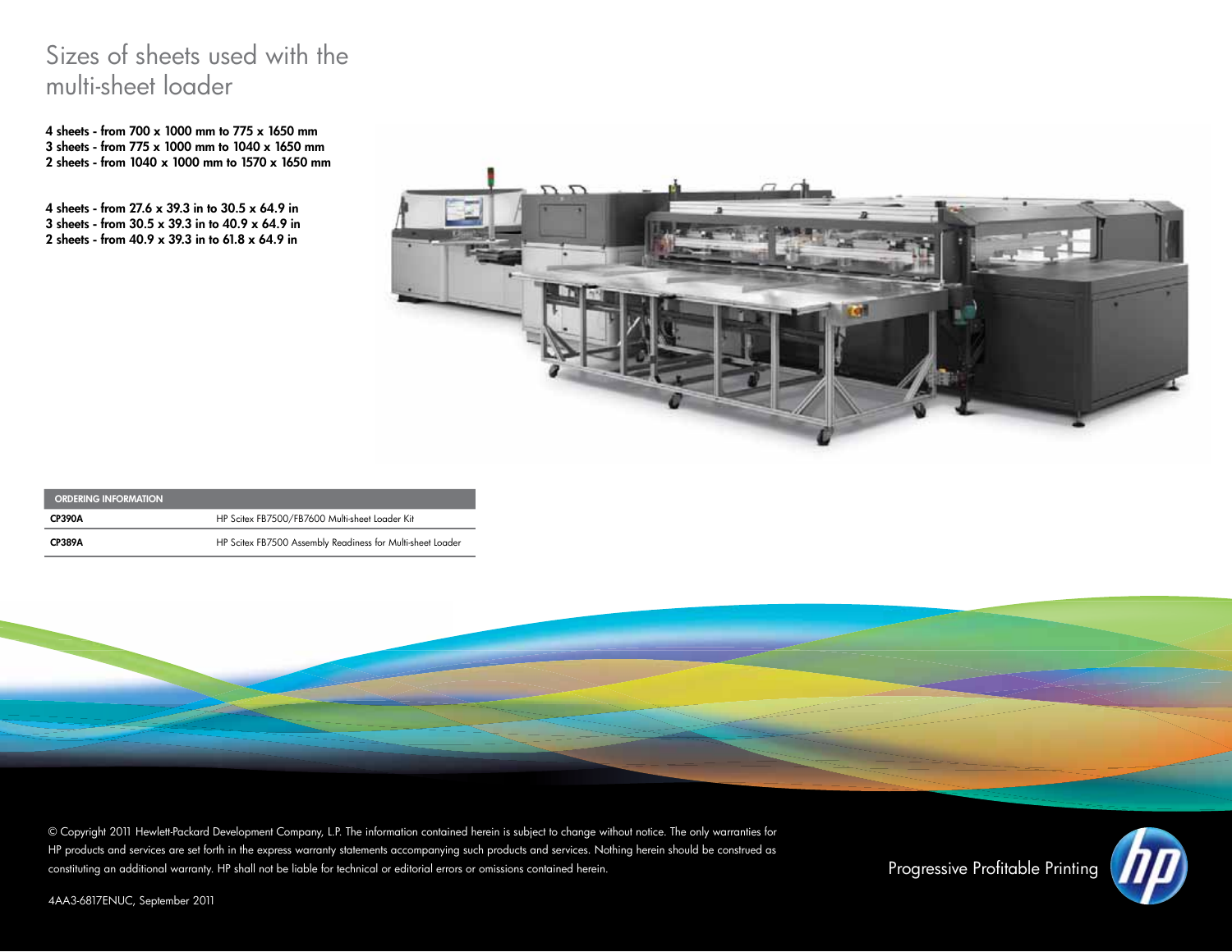# Sizes of sheets used with the multi-sheet loader

**4 sheets - from 700 x 1000 mm to 775 x 1650 mm**
**3 sheets - from 775 x 1000 mm to 1040 x 1650 mm**
**2 sheets - from 1040 x 1000 mm to 1570 x 1650 mm**

**4 sheets - from 27.6 x 39.3 in to 30.5 x 64.9 in**
**3 sheets - from 30.5 x 39.3 in to 40.9 x 64.9 in**
**2 sheets - from 40.9 x 39.3 in to 61.8 x 64.9 in**

| ORDERING INFORMATION | |
|---|---|
| **CP390A** | HP Scitex FB7500/FB7600 Multi-sheet Loader Kit |
| **CP389A** | HP Scitex FB7500 Assembly Readiness for Multi-sheet Loader |

© Copyright 2011 Hewlett-Packard Development Company, L.P. The information contained herein is subject to change without notice. The only warranties for HP products and services are set forth in the express warranty statements accompanying such products and services. Nothing herein should be construed as constituting an additional warranty. HP shall not be liable for technical or editorial errors or omissions contained herein.

Progressive Profitable Printing

4AA3-6817ENUC, September 2011